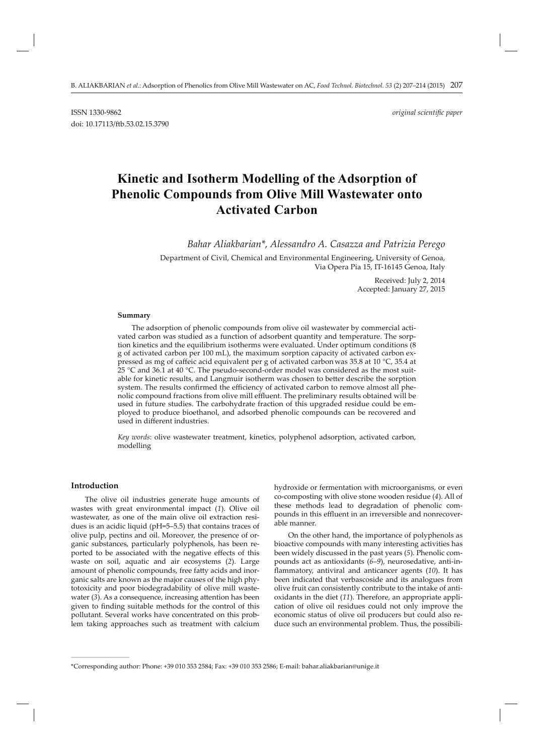ISSN 1330-9862 *original scientific paper*

doi: 10.17113/ftb.53.02.15.3790

# Kinetic and Isotherm Modelling of the Adsorption of Phenolic Compounds from Olive Mill Wastewater onto Activated Carbon

*Bahar Aliakbarian\*, Alessandro A. Casazza and Patrizia Perego*

Department of Civil, Chemical and Environmental Engineering, University of Genoa, Via Opera Pia 15, IT-16145 Genoa, Italy

Received: July 2, 2014
Accepted: January 27, 2015

#### Summary

The adsorption of phenolic compounds from olive oil wastewater by commercial activated carbon was studied as a function of adsorbent quantity and temperature. The sorption kinetics and the equilibrium isotherms were evaluated. Under optimum conditions (8 g of activated carbon per 100 mL), the maximum sorption capacity of activated carbon expressed as mg of caffeic acid equivalent per g of activated carbon was 35.8 at 10 °C, 35.4 at 25 °C and 36.1 at 40 °C. The pseudo-second-order model was considered as the most suitable for kinetic results, and Langmuir isotherm was chosen to better describe the sorption system. The results confirmed the efficiency of activated carbon to remove almost all phenolic compound fractions from olive mill effluent. The preliminary results obtained will be used in future studies. The carbohydrate fraction of this upgraded residue could be employed to produce bioethanol, and adsorbed phenolic compounds can be recovered and used in different industries.

*Key words*: olive wastewater treatment, kinetics, polyphenol adsorption, activated carbon, modelling

## Introduction

The olive oil industries generate huge amounts of wastes with great environmental impact (*1*). Olive oil wastewater, as one of the main olive oil extraction residues is an acidic liquid (pH=5–5.5) that contains traces of olive pulp, pectins and oil. Moreover, the presence of organic substances, particularly polyphenols, has been reported to be associated with the negative effects of this waste on soil, aquatic and air ecosystems (*2*). Large amount of phenolic compounds, free fatty acids and inorganic salts are known as the major causes of the high phytotoxicity and poor biodegradability of olive mill wastewater (*3*). As a consequence, increasing attention has been given to finding suitable methods for the control of this pollutant. Several works have concentrated on this problem taking approaches such as treatment with calcium hydroxide or fermentation with microorganisms, or even co-composting with olive stone wooden residue (*4*). All of these methods lead to degradation of phenolic compounds in this effluent in an irreversible and nonrecoverable manner.

On the other hand, the importance of polyphenols as bioactive compounds with many interesting activities has been widely discussed in the past years (*5*). Phenolic compounds act as antioxidants (*6–9*), neurosedative, anti-inflammatory, antiviral and anticancer agents (*10*). It has been indicated that verbascoside and its analogues from olive fruit can consistently contribute to the intake of antioxidants in the diet (*11*). Therefore, an appropriate application of olive oil residues could not only improve the economic status of olive oil producers but could also reduce such an environmental problem. Thus, the possibili-

\*Corresponding author: Phone: +39 010 353 2584; Fax: +39 010 353 2586; E-mail: bahar.aliakbarian@unige.it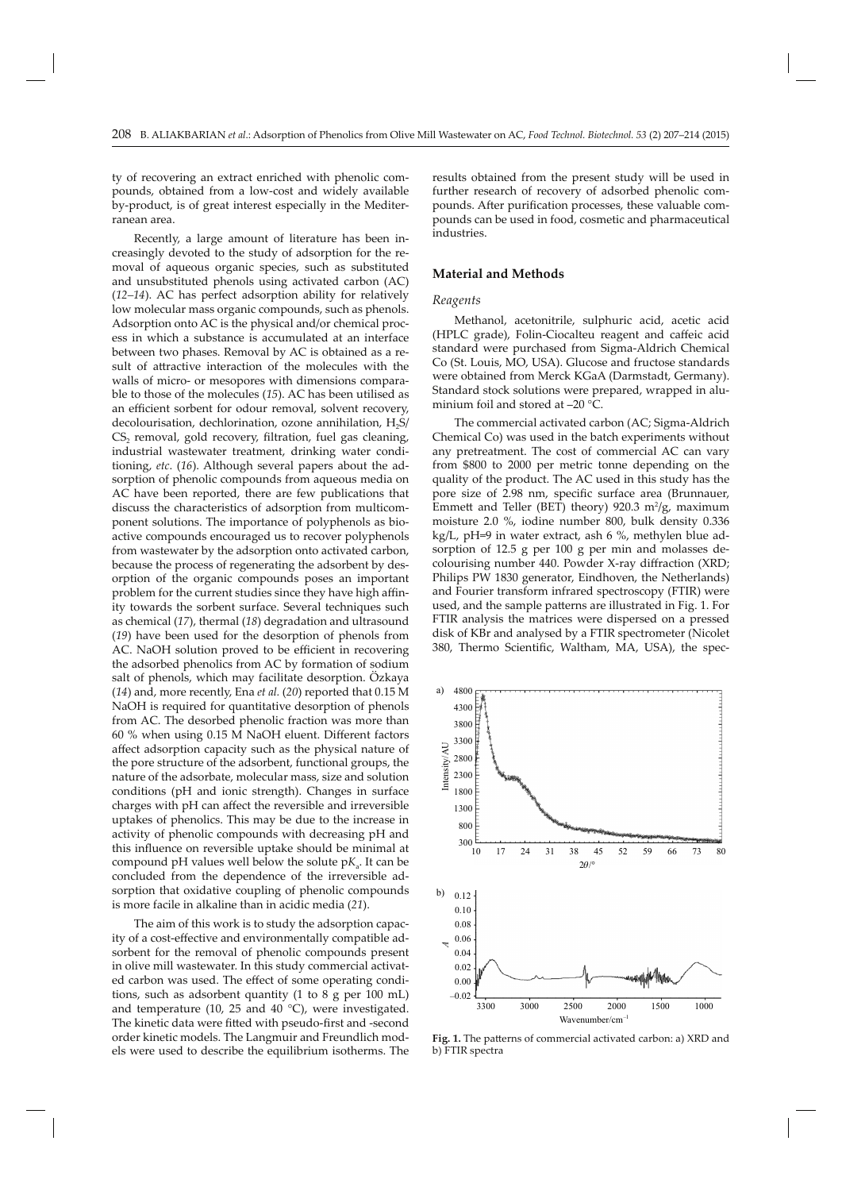ty of recovering an extract enriched with phenolic compounds, obtained from a low-cost and widely available by-product, is of great interest especially in the Mediterranean area.

Recently, a large amount of literature has been increasingly devoted to the study of adsorption for the removal of aqueous organic species, such as substituted and unsubstituted phenols using activated carbon (AC) (*12–14*). AC has perfect adsorption ability for relatively low molecular mass organic compounds, such as phenols. Adsorption onto AC is the physical and/or chemical process in which a substance is accumulated at an interface between two phases. Removal by AC is obtained as a result of attractive interaction of the molecules with the walls of micro- or mesopores with dimensions comparable to those of the molecules (*15*). AC has been utilised as an efficient sorbent for odour removal, solvent recovery, decolourisation, dechlorination, ozone annihilation, $H_2S$/$CS_2$ removal, gold recovery, filtration, fuel gas cleaning, industrial wastewater treatment, drinking water conditioning, *etc*. (*16*). Although several papers about the adsorption of phenolic compounds from aqueous media on AC have been reported, there are few publications that discuss the characteristics of adsorption from multicomponent solutions. The importance of polyphenols as bioactive compounds encouraged us to recover polyphenols from wastewater by the adsorption onto activated carbon, because the process of regenerating the adsorbent by desorption of the organic compounds poses an important problem for the current studies since they have high affinity towards the sorbent surface. Several techniques such as chemical (*17*), thermal (*18*) degradation and ultrasound (*19*) have been used for the desorption of phenols from AC. NaOH solution proved to be efficient in recovering the adsorbed phenolics from AC by formation of sodium salt of phenols, which may facilitate desorption. Özkaya (*14*) and, more recently, Ena *et al.* (*20*) reported that 0.15 M NaOH is required for quantitative desorption of phenols from AC. The desorbed phenolic fraction was more than 60 % when using 0.15 M NaOH eluent. Different factors affect adsorption capacity such as the physical nature of the pore structure of the adsorbent, functional groups, the nature of the adsorbate, molecular mass, size and solution conditions (pH and ionic strength). Changes in surface charges with pH can affect the reversible and irreversible uptakes of phenolics. This may be due to the increase in activity of phenolic compounds with decreasing pH and this influence on reversible uptake should be minimal at compound pH values well below the solute $pK_a$. It can be concluded from the dependence of the irreversible adsorption that oxidative coupling of phenolic compounds is more facile in alkaline than in acidic media (*21*).

The aim of this work is to study the adsorption capacity of a cost-effective and environmentally compatible adsorbent for the removal of phenolic compounds present in olive mill wastewater. In this study commercial activated carbon was used. The effect of some operating conditions, such as adsorbent quantity (1 to 8 g per 100 mL) and temperature (10, 25 and 40 °C), were investigated. The kinetic data were fitted with pseudo-first and -second order kinetic models. The Langmuir and Freundlich models were used to describe the equilibrium isotherms. The results obtained from the present study will be used in further research of recovery of adsorbed phenolic compounds. After purification processes, these valuable compounds can be used in food, cosmetic and pharmaceutical industries.

## Material and Methods

### Reagents

Methanol, acetonitrile, sulphuric acid, acetic acid (HPLC grade), Folin-Ciocalteu reagent and caffeic acid standard were purchased from Sigma-Aldrich Chemical Co (St. Louis, MO, USA). Glucose and fructose standards were obtained from Merck KGaA (Darmstadt, Germany). Standard stock solutions were prepared, wrapped in aluminium foil and stored at –20 °C.

The commercial activated carbon (AC; Sigma-Aldrich Chemical Co) was used in the batch experiments without any pretreatment. The cost of commercial AC can vary from \$800 to 2000 per metric tonne depending on the quality of the product. The AC used in this study has the pore size of 2.98 nm, specific surface area (Brunnauer, Emmett and Teller (BET) theory) 920.3 $m^2$/g, maximum moisture 2.0 %, iodine number 800, bulk density 0.336 kg/L, pH=9 in water extract, ash 6 %, methylen blue adsorption of 12.5 g per 100 g per min and molasses decolourising number 440. Powder X-ray diffraction (XRD; Philips PW 1830 generator, Eindhoven, the Netherlands) and Fourier transform infrared spectroscopy (FTIR) were used, and the sample patterns are illustrated in Fig. 1. For FTIR analysis the matrices were dispersed on a pressed disk of KBr and analysed by a FTIR spectrometer (Nicolet 380, Thermo Scientific, Waltham, MA, USA), the spec-

**Fig. 1.** The patterns of commercial activated carbon: a) XRD and b) FTIR spectra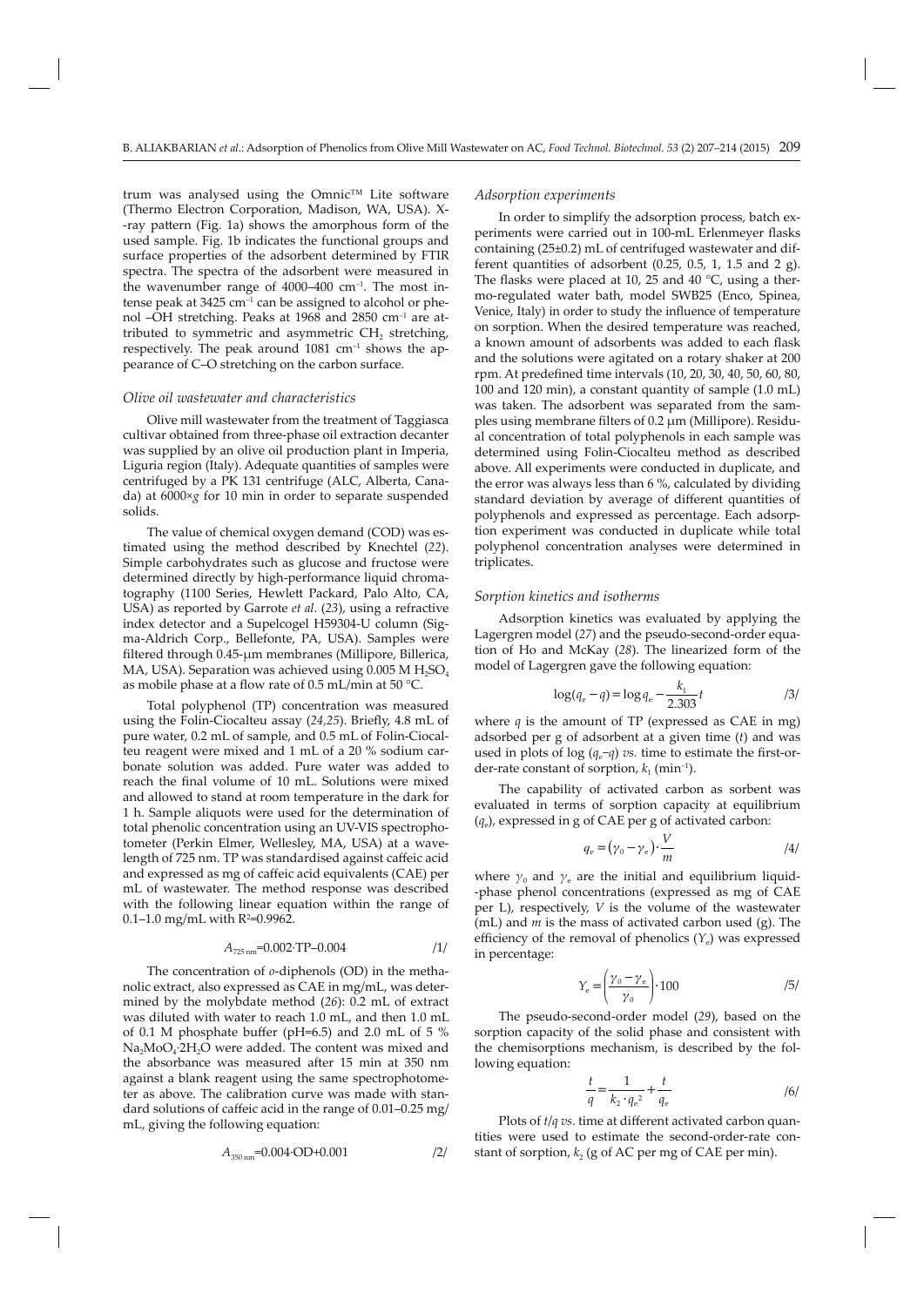trum was analysed using the Omnic™ Lite software (Thermo Electron Corporation, Madison, WA, USA). X-ray pattern (Fig. 1a) shows the amorphous form of the used sample. Fig. 1b indicates the functional groups and surface properties of the adsorbent determined by FTIR spectra. The spectra of the adsorbent were measured in the wavenumber range of 4000–400 $cm^{-1}$. The most intense peak at 3425 $cm^{-1}$ can be assigned to alcohol or phenol –OH stretching. Peaks at 1968 and 2850 $cm^{-1}$ are attributed to symmetric and asymmetric $CH_2$ stretching, respectively. The peak around 1081 $cm^{-1}$ shows the appearance of C–O stretching on the carbon surface.

### *Olive oil wastewater and characteristics*

Olive mill wastewater from the treatment of Taggiasca cultivar obtained from three-phase oil extraction decanter was supplied by an olive oil production plant in Imperia, Liguria region (Italy). Adequate quantities of samples were centrifuged by a PK 131 centrifuge (ALC, Alberta, Canada) at 6000×*g* for 10 min in order to separate suspended solids.

The value of chemical oxygen demand (COD) was estimated using the method described by Knechtel (*22*). Simple carbohydrates such as glucose and fructose were determined directly by high-performance liquid chromatography (1100 Series, Hewlett Packard, Palo Alto, CA, USA) as reported by Garrote *et al.* (*23*), using a refractive index detector and a Supelcogel H59304-U column (Sigma-Aldrich Corp., Bellefonte, PA, USA). Samples were filtered through 0.45-μm membranes (Millipore, Billerica, MA, USA). Separation was achieved using 0.005 M $H_2SO_4$ as mobile phase at a flow rate of 0.5 mL/min at 50 °C.

Total polyphenol (TP) concentration was measured using the Folin-Ciocalteu assay (*24,25*). Briefly, 4.8 mL of pure water, 0.2 mL of sample, and 0.5 mL of Folin-Ciocalteu reagent were mixed and 1 mL of a 20 % sodium carbonate solution was added. Pure water was added to reach the final volume of 10 mL. Solutions were mixed and allowed to stand at room temperature in the dark for 1 h. Sample aliquots were used for the determination of total phenolic concentration using an UV-VIS spectrophotometer (Perkin Elmer, Wellesley, MA, USA) at a wavelength of 725 nm. TP was standardised against caffeic acid and expressed as mg of caffeic acid equivalents (CAE) per mL of wastewater. The method response was described with the following linear equation within the range of 0.1–1.0 mg/mL with $R^2$=0.9962.

$$A_{725\,\text{nm}}=0.002\cdot\text{TP}-0.004 \qquad /1/$$

The concentration of *o*-diphenols (OD) in the methanolic extract, also expressed as CAE in mg/mL, was determined by the molybdate method (*26*): 0.2 mL of extract was diluted with water to reach 1.0 mL, and then 1.0 mL of 0.1 M phosphate buffer (pH=6.5) and 2.0 mL of 5 % $Na_2MoO_4\cdot 2H_2O$ were added. The content was mixed and the absorbance was measured after 15 min at 350 nm against a blank reagent using the same spectrophotometer as above. The calibration curve was made with standard solutions of caffeic acid in the range of 0.01–0.25 mg/mL, giving the following equation:

$$A_{350\,\text{nm}}=0.004\cdot\text{OD}+0.001 \qquad /2/$$

### *Adsorption experiments*

In order to simplify the adsorption process, batch experiments were carried out in 100-mL Erlenmeyer flasks containing (25±0.2) mL of centrifuged wastewater and different quantities of adsorbent (0.25, 0.5, 1, 1.5 and 2 g). The flasks were placed at 10, 25 and 40 °C, using a thermo-regulated water bath, model SWB25 (Enco, Spinea, Venice, Italy) in order to study the influence of temperature on sorption. When the desired temperature was reached, a known amount of adsorbents was added to each flask and the solutions were agitated on a rotary shaker at 200 rpm. At predefined time intervals (10, 20, 30, 40, 50, 60, 80, 100 and 120 min), a constant quantity of sample (1.0 mL) was taken. The adsorbent was separated from the samples using membrane filters of 0.2 μm (Millipore). Residual concentration of total polyphenols in each sample was determined using Folin-Ciocalteu method as described above. All experiments were conducted in duplicate, and the error was always less than 6 %, calculated by dividing standard deviation by average of different quantities of polyphenols and expressed as percentage. Each adsorption experiment was conducted in duplicate while total polyphenol concentration analyses were determined in triplicates.

### *Sorption kinetics and isotherms*

Adsorption kinetics was evaluated by applying the Lagergren model (*27*) and the pseudo-second-order equation of Ho and McKay (*28*). The linearized form of the model of Lagergren gave the following equation:

$$\log(q_e-q)=\log q_e-\frac{k_1}{2.303}t \qquad /3/$$

where $q$ is the amount of TP (expressed as CAE in mg) adsorbed per g of adsorbent at a given time ($t$) and was used in plots of log ($q_e$–$q$) *vs.* time to estimate the first-order-rate constant of sorption, $k_1$ ($min^{-1}$).

The capability of activated carbon as sorbent was evaluated in terms of sorption capacity at equilibrium ($q_e$), expressed in g of CAE per g of activated carbon:

$$q_e=\left(\gamma_0-\gamma_e\right)\cdot\frac{V}{m} \qquad /4/$$

where $\gamma_0$ and $\gamma_e$ are the initial and equilibrium liquid-phase phenol concentrations (expressed as mg of CAE per L), respectively, $V$ is the volume of the wastewater (mL) and $m$ is the mass of activated carbon used (g). The efficiency of the removal of phenolics ($Y_e$) was expressed in percentage:

$$Y_e=\left(\frac{\gamma_0-\gamma_e}{\gamma_0}\right)\cdot 100 \qquad /5/$$

The pseudo-second-order model (*29*), based on the sorption capacity of the solid phase and consistent with the chemisorptions mechanism, is described by the following equation:

$$\frac{t}{q}=\frac{1}{k_2\cdot q_e^{2}}+\frac{t}{q_e} \qquad /6/$$

Plots of $t/q$ *vs*. time at different activated carbon quantities were used to estimate the second-order-rate constant of sorption, $k_2$ (g of AC per mg of CAE per min).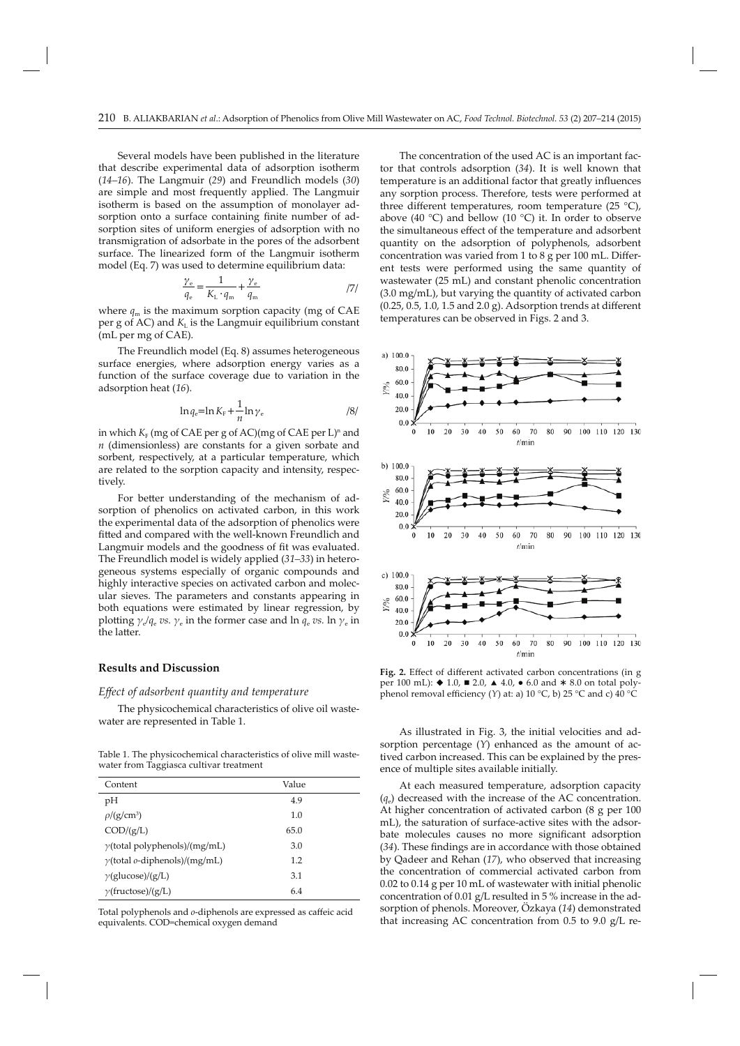Several models have been published in the literature that describe experimental data of adsorption isotherm (*14–16*). The Langmuir (*29*) and Freundlich models (*30*) are simple and most frequently applied. The Langmuir isotherm is based on the assumption of monolayer adsorption onto a surface containing finite number of adsorption sites of uniform energies of adsorption with no transmigration of adsorbate in the pores of the adsorbent surface. The linearized form of the Langmuir isotherm model (Eq. 7) was used to determine equilibrium data:

$$\frac{\gamma_e}{q_e} = \frac{1}{K_L \cdot q_m} + \frac{\gamma_e}{q_m} \qquad /7/$$

where $q_m$ is the maximum sorption capacity (mg of CAE per g of AC) and $K_L$ is the Langmuir equilibrium constant (mL per mg of CAE).

The Freundlich model (Eq. 8) assumes heterogeneous surface energies, where adsorption energy varies as a function of the surface coverage due to variation in the adsorption heat (*16*).

$$\ln q_e = \ln K_F + \frac{1}{n} \ln \gamma_e \qquad /8/$$

in which $K_F$ (mg of CAE per g of AC)(mg of CAE per L)$^n$ and $n$ (dimensionless) are constants for a given sorbate and sorbent, respectively, at a particular temperature, which are related to the sorption capacity and intensity, respectively.

For better understanding of the mechanism of adsorption of phenolics on activated carbon, in this work the experimental data of the adsorption of phenolics were fitted and compared with the well-known Freundlich and Langmuir models and the goodness of fit was evaluated. The Freundlich model is widely applied (*31–33*) in heterogeneous systems especially of organic compounds and highly interactive species on activated carbon and molecular sieves. The parameters and constants appearing in both equations were estimated by linear regression, by plotting $\gamma_e/q_e$ *vs.* $\gamma_e$ in the former case and $\ln q_e$ *vs.* $\ln \gamma_e$ in the latter.

## Results and Discussion

### *Effect of adsorbent quantity and temperature*

The physicochemical characteristics of olive oil wastewater are represented in Table 1.

Table 1. The physicochemical characteristics of olive mill wastewater from Taggiasca cultivar treatment

| Content | Value |
|---|---|
| pH | 4.9 |
| $\rho$/(g/cm$^3$) | 1.0 |
| COD/(g/L) | 65.0 |
| $\gamma$(total polyphenols)/(mg/mL) | 3.0 |
| $\gamma$(total *o*-diphenols)/(mg/mL) | 1.2 |
| $\gamma$(glucose)/(g/L) | 3.1 |
| $\gamma$(fructose)/(g/L) | 6.4 |

Total polyphenols and *o*-diphenols are expressed as caffeic acid equivalents. COD=chemical oxygen demand

The concentration of the used AC is an important factor that controls adsorption (*34*). It is well known that temperature is an additional factor that greatly influences any sorption process. Therefore, tests were performed at three different temperatures, room temperature (25 °C), above (40 °C) and bellow (10 °C) it. In order to observe the simultaneous effect of the temperature and adsorbent quantity on the adsorption of polyphenols, adsorbent concentration was varied from 1 to 8 g per 100 mL. Different tests were performed using the same quantity of wastewater (25 mL) and constant phenolic concentration (3.0 mg/mL), but varying the quantity of activated carbon (0.25, 0.5, 1.0, 1.5 and 2.0 g). Adsorption trends at different temperatures can be observed in Figs. 2 and 3.

**Fig. 2.** Effect of different activated carbon concentrations (in g per 100 mL): ◆ 1.0, ■ 2.0, ▲ 4.0, ● 6.0 and ✱ 8.0 on total polyphenol removal efficiency ($Y$) at: a) 10 °C, b) 25 °C and c) 40 °C

As illustrated in Fig. 3, the initial velocities and adsorption percentage ($Y$) enhanced as the amount of activated carbon increased. This can be explained by the presence of multiple sites available initially.

At each measured temperature, adsorption capacity ($q_e$) decreased with the increase of the AC concentration. At higher concentration of activated carbon (8 g per 100 mL), the saturation of surface-active sites with the adsorbate molecules causes no more significant adsorption (*34*). These findings are in accordance with those obtained by Qadeer and Rehan (*17*), who observed that increasing the concentration of commercial activated carbon from 0.02 to 0.14 g per 10 mL of wastewater with initial phenolic concentration of 0.01 g/L resulted in 5 % increase in the adsorption of phenols. Moreover, Özkaya (*14*) demonstrated that increasing AC concentration from 0.5 to 9.0 g/L re-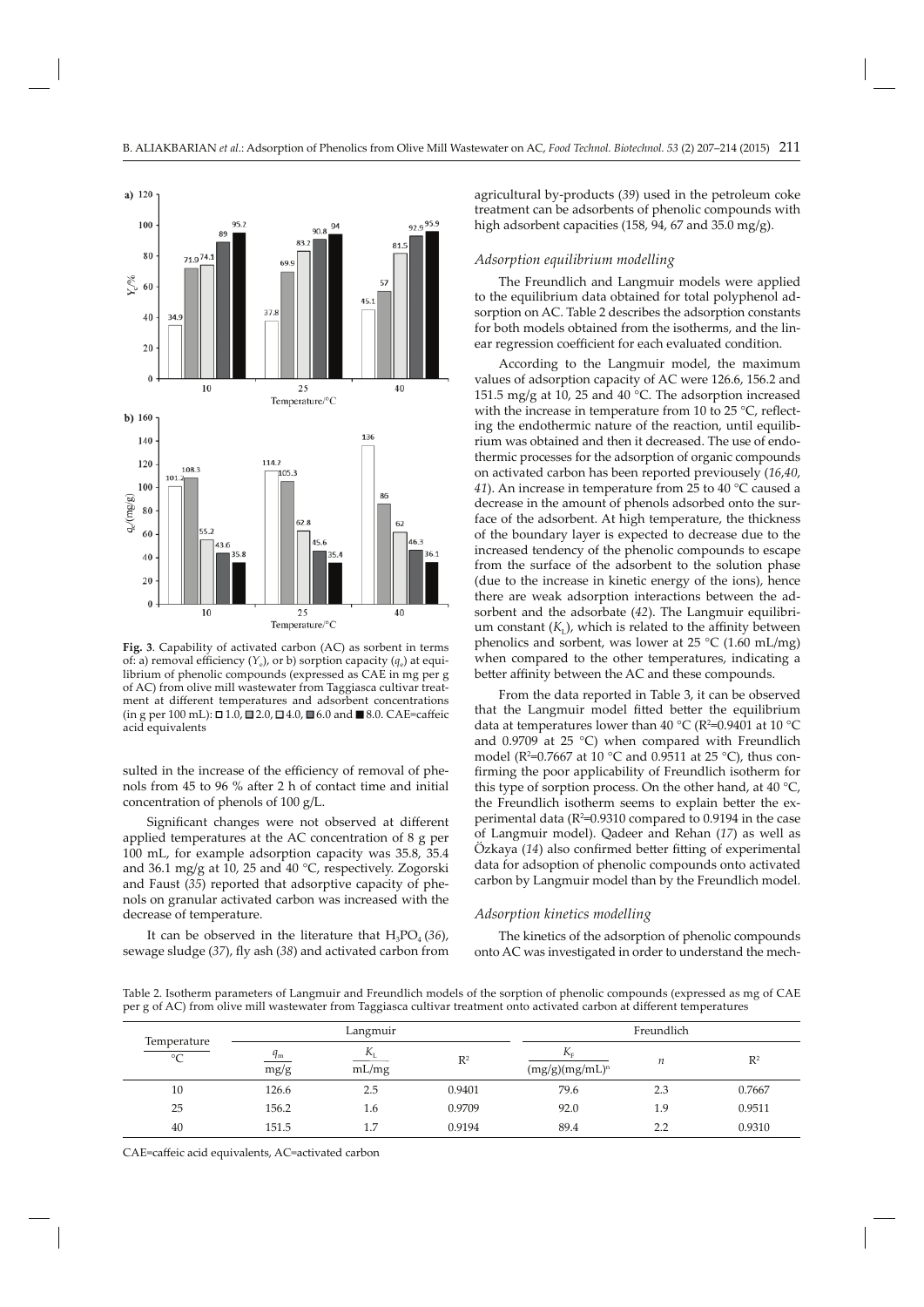**Fig. 3**. Capability of activated carbon (AC) as sorbent in terms of: a) removal efficiency ($Y_e$), or b) sorption capacity ($q_e$) at equilibrium of phenolic compounds (expressed as CAE in mg per g of AC) from olive mill wastewater from Taggiasca cultivar treatment at different temperatures and adsorbent concentrations (in g per 100 mL): □ 1.0, ▨ 2.0, ▫ 4.0, ▩ 6.0 and ■ 8.0. CAE=caffeic acid equivalents

sulted in the increase of the efficiency of removal of phenols from 45 to 96 % after 2 h of contact time and initial concentration of phenols of 100 g/L.

Significant changes were not observed at different applied temperatures at the AC concentration of 8 g per 100 mL, for example adsorption capacity was 35.8, 35.4 and 36.1 mg/g at 10, 25 and 40 °C, respectively. Zogorski and Faust (*35*) reported that adsorptive capacity of phenols on granular activated carbon was increased with the decrease of temperature.

It can be observed in the literature that $H_3PO_4$ (*36*), sewage sludge (*37*), fly ash (*38*) and activated carbon from agricultural by-products (*39*) used in the petroleum coke treatment can be adsorbents of phenolic compounds with high adsorbent capacities (158, 94, 67 and 35.0 mg/g).

### *Adsorption equilibrium modelling*

The Freundlich and Langmuir models were applied to the equilibrium data obtained for total polyphenol adsorption on AC. Table 2 describes the adsorption constants for both models obtained from the isotherms, and the linear regression coefficient for each evaluated condition.

According to the Langmuir model, the maximum values of adsorption capacity of AC were 126.6, 156.2 and 151.5 mg/g at 10, 25 and 40 °C. The adsorption increased with the increase in temperature from 10 to 25 °C, reflecting the endothermic nature of the reaction, until equilibrium was obtained and then it decreased. The use of endothermic processes for the adsorption of organic compounds on activated carbon has been reported previously (*16,40, 41*). An increase in temperature from 25 to 40 °C caused a decrease in the amount of phenols adsorbed onto the surface of the adsorbent. At high temperature, the thickness of the boundary layer is expected to decrease due to the increased tendency of the phenolic compounds to escape from the surface of the adsorbent to the solution phase (due to the increase in kinetic energy of the ions), hence there are weak adsorption interactions between the adsorbent and the adsorbate (*42*). The Langmuir equilibrium constant ($K_L$), which is related to the affinity between phenolics and sorbent, was lower at 25 °C (1.60 mL/mg) when compared to the other temperatures, indicating a better affinity between the AC and these compounds.

From the data reported in Table 3, it can be observed that the Langmuir model fitted better the equilibrium data at temperatures lower than 40 °C ($R^2$=0.9401 at 10 °C and 0.9709 at 25 °C) when compared with Freundlich model ($R^2$=0.7667 at 10 °C and 0.9511 at 25 °C), thus confirming the poor applicability of Freundlich isotherm for this type of sorption process. On the other hand, at 40 °C, the Freundlich isotherm seems to explain better the experimental data ($R^2$=0.9310 compared to 0.9194 in the case of Langmuir model). Qadeer and Rehan (*17*) as well as Özkaya (*14*) also confirmed better fitting of experimental data for adsoption of phenolic compounds onto activated carbon by Langmuir model than by the Freundlich model.

### *Adsorption kinetics modelling*

The kinetics of the adsorption of phenolic compounds onto AC was investigated in order to understand the mech-

Table 2. Isotherm parameters of Langmuir and Freundlich models of the sorption of phenolic compounds (expressed as mg of CAE per g of AC) from olive mill wastewater from Taggiasca cultivar treatment onto activated carbon at different temperatures

| Temperature | Langmuir | | | Freundlich | | |
|---|---|---|---|---|---|---|
| °C | $q_m$ / mg/g | $K_L$ / mL/mg | $R^2$ | $K_F$ / $(mg/g)(mg/mL)^n$ | $n$ | $R^2$ |
| 10 | 126.6 | 2.5 | 0.9401 | 79.6 | 2.3 | 0.7667 |
| 25 | 156.2 | 1.6 | 0.9709 | 92.0 | 1.9 | 0.9511 |
| 40 | 151.5 | 1.7 | 0.9194 | 89.4 | 2.2 | 0.9310 |

CAE=caffeic acid equivalents, AC=activated carbon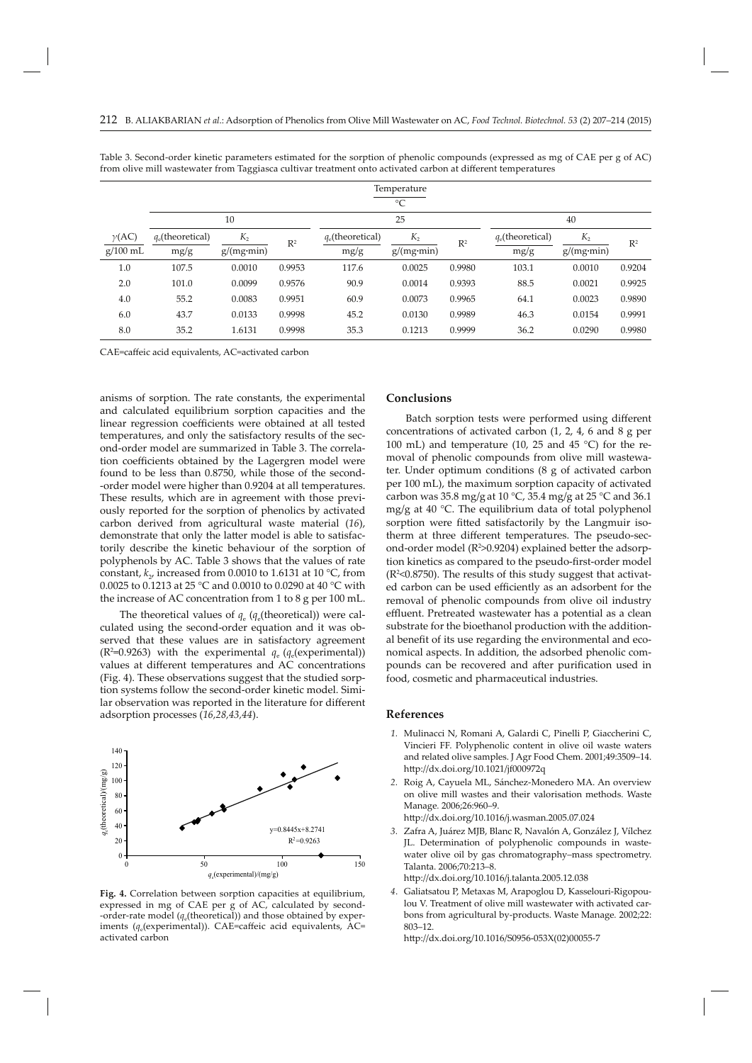Table 3. Second-order kinetic parameters estimated for the sorption of phenolic compounds (expressed as mg of CAE per g of AC) from olive mill wastewater from Taggiasca cultivar treatment onto activated carbon at different temperatures

| | Temperature/°C | | | | | | | | |
|---|---|---|---|---|---|---|---|---|---|
| | 10 | | | 25 | | | 40 | | |
| $\gamma$(AC)/(g/100 mL) | $q_e$(theoretical)/(mg/g) | $K_2$/(g/(mg·min)) | $R^2$ | $q_e$(theoretical)/(mg/g) | $K_2$/(g/(mg·min)) | $R^2$ | $q_e$(theoretical)/(mg/g) | $K_2$/(g/(mg·min)) | $R^2$ |
| 1.0 | 107.5 | 0.0010 | 0.9953 | 117.6 | 0.0025 | 0.9980 | 103.1 | 0.0010 | 0.9204 |
| 2.0 | 101.0 | 0.0099 | 0.9576 | 90.9 | 0.0014 | 0.9393 | 88.5 | 0.0021 | 0.9925 |
| 4.0 | 55.2 | 0.0083 | 0.9951 | 60.9 | 0.0073 | 0.9965 | 64.1 | 0.0023 | 0.9890 |
| 6.0 | 43.7 | 0.0133 | 0.9998 | 45.2 | 0.0130 | 0.9989 | 46.3 | 0.0154 | 0.9991 |
| 8.0 | 35.2 | 1.6131 | 0.9998 | 35.3 | 0.1213 | 0.9999 | 36.2 | 0.0290 | 0.9980 |

CAE=caffeic acid equivalents, AC=activated carbon

anisms of sorption. The rate constants, the experimental and calculated equilibrium sorption capacities and the linear regression coefficients were obtained at all tested temperatures, and only the satisfactory results of the second-order model are summarized in Table 3. The correlation coefficients obtained by the Lagergren model were found to be less than 0.8750, while those of the second-order model were higher than 0.9204 at all temperatures. These results, which are in agreement with those previously reported for the sorption of phenolics by activated carbon derived from agricultural waste material (*16*), demonstrate that only the latter model is able to satisfactorily describe the kinetic behaviour of the sorption of polyphenols by AC. Table 3 shows that the values of rate constant, $k_2$, increased from 0.0010 to 1.6131 at 10 °C, from 0.0025 to 0.1213 at 25 °C and 0.0010 to 0.0290 at 40 °C with the increase of AC concentration from 1 to 8 g per 100 mL.

The theoretical values of $q_e$ ($q_e$(theoretical)) were calculated using the second-order equation and it was observed that these values are in satisfactory agreement ($R^2$=0.9263) with the experimental $q_e$ ($q_e$(experimental)) values at different temperatures and AC concentrations (Fig. 4). These observations suggest that the studied sorption systems follow the second-order kinetic model. Similar observation was reported in the literature for different adsorption processes (*16,28,43,44*).

**Fig. 4.** Correlation between sorption capacities at equilibrium, expressed in mg of CAE per g of AC, calculated by second-order-rate model ($q_e$(theoretical)) and those obtained by experiments ($q_e$(experimental)). CAE=caffeic acid equivalents, AC=activated carbon

## Conclusions

Batch sorption tests were performed using different concentrations of activated carbon (1, 2, 4, 6 and 8 g per 100 mL) and temperature (10, 25 and 45 °C) for the removal of phenolic compounds from olive mill wastewater. Under optimum conditions (8 g of activated carbon per 100 mL), the maximum sorption capacity of activated carbon was 35.8 mg/g at 10 °C, 35.4 mg/g at 25 °C and 36.1 mg/g at 40 °C. The equilibrium data of total polyphenol sorption were fitted satisfactorily by the Langmuir isotherm at three different temperatures. The pseudo-second-order model ($R^2$>0.9204) explained better the adsorption kinetics as compared to the pseudo-first-order model ($R^2$<0.8750). The results of this study suggest that activated carbon can be used efficiently as an adsorbent for the removal of phenolic compounds from olive oil industry effluent. Pretreated wastewater has a potential as a clean substrate for the bioethanol production with the additional benefit of its use regarding the environmental and economical aspects. In addition, the adsorbed phenolic compounds can be recovered and after purification used in food, cosmetic and pharmaceutical industries.

## References

1. Mulinacci N, Romani A, Galardi C, Pinelli P, Giaccherini C, Vincieri FF. Polyphenolic content in olive oil waste waters and related olive samples. J Agr Food Chem. 2001;49:3509–14. http://dx.doi.org/10.1021/jf000972q
2. Roig A, Cayuela ML, Sánchez-Monedero MA. An overview on olive mill wastes and their valorisation methods. Waste Manage. 2006;26:960–9. http://dx.doi.org/10.1016/j.wasman.2005.07.024
3. Zafra A, Juárez MJB, Blanc R, Navalón A, González J, Vílchez JL. Determination of polyphenolic compounds in wastewater olive oil by gas chromatography–mass spectrometry. Talanta. 2006;70:213–8. http://dx.doi.org/10.1016/j.talanta.2005.12.038
4. Galiatsatou P, Metaxas M, Arapoglou D, Kasselouri-Rigopoulou V. Treatment of olive mill wastewater with activated carbons from agricultural by-products. Waste Manage. 2002;22: 803–12. http://dx.doi.org/10.1016/S0956-053X(02)00055-7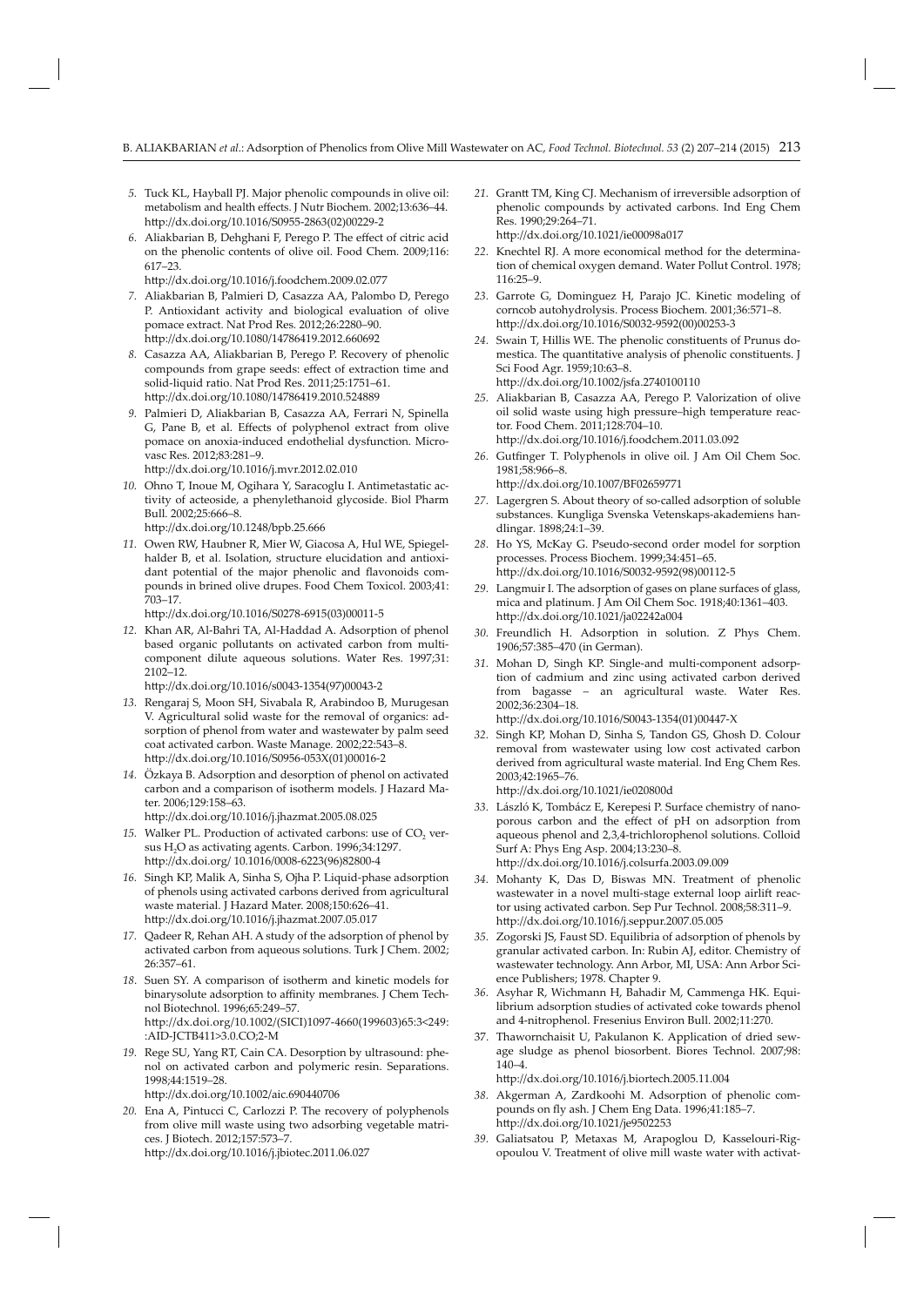5. Tuck KL, Hayball PJ. Major phenolic compounds in olive oil: metabolism and health effects. J Nutr Biochem. 2002;13:636–44. http://dx.doi.org/10.1016/S0955-2863(02)00229-2

6. Aliakbarian B, Dehghani F, Perego P. The effect of citric acid on the phenolic contents of olive oil. Food Chem. 2009;116: 617–23. http://dx.doi.org/10.1016/j.foodchem.2009.02.077

7. Aliakbarian B, Palmieri D, Casazza AA, Palombo D, Perego P. Antioxidant activity and biological evaluation of olive pomace extract. Nat Prod Res. 2012;26:2280–90. http://dx.doi.org/10.1080/14786419.2012.660692

8. Casazza AA, Aliakbarian B, Perego P. Recovery of phenolic compounds from grape seeds: effect of extraction time and solid-liquid ratio. Nat Prod Res. 2011;25:1751–61. http://dx.doi.org/10.1080/14786419.2010.524889

9. Palmieri D, Aliakbarian B, Casazza AA, Ferrari N, Spinella G, Pane B, et al. Effects of polyphenol extract from olive pomace on anoxia-induced endothelial dysfunction. Microvasc Res. 2012;83:281–9. http://dx.doi.org/10.1016/j.mvr.2012.02.010

10. Ohno T, Inoue M, Ogihara Y, Saracoglu I. Antimetastatic activity of acteoside, a phenylethanoid glycoside. Biol Pharm Bull. 2002;25:666–8. http://dx.doi.org/10.1248/bpb.25.666

11. Owen RW, Haubner R, Mier W, Giacosa A, Hul WE, Spiegelhalder B, et al. Isolation, structure elucidation and antioxidant potential of the major phenolic and flavonoids compounds in brined olive drupes. Food Chem Toxicol. 2003;41: 703–17. http://dx.doi.org/10.1016/S0278-6915(03)00011-5

12. Khan AR, Al-Bahri TA, Al-Haddad A. Adsorption of phenol based organic pollutants on activated carbon from multicomponent dilute aqueous solutions. Water Res. 1997;31: 2102–12. http://dx.doi.org/10.1016/s0043-1354(97)00043-2

13. Rengaraj S, Moon SH, Sivabala R, Arabindoo B, Murugesan V. Agricultural solid waste for the removal of organics: adsorption of phenol from water and wastewater by palm seed coat activated carbon. Waste Manage. 2002;22:543–8. http://dx.doi.org/10.1016/S0956-053X(01)00016-2

14. Özkaya B. Adsorption and desorption of phenol on activated carbon and a comparison of isotherm models. J Hazard Mater. 2006;129:158–63. http://dx.doi.org/10.1016/j.jhazmat.2005.08.025

15. Walker PL. Production of activated carbons: use of $CO_2$ versus $H_2O$ as activating agents. Carbon. 1996;34:1297. http://dx.doi.org/ 10.1016/0008-6223(96)82800-4

16. Singh KP, Malik A, Sinha S, Ojha P. Liquid-phase adsorption of phenols using activated carbons derived from agricultural waste material. J Hazard Mater. 2008;150:626–41. http://dx.doi.org/10.1016/j.jhazmat.2007.05.017

17. Qadeer R, Rehan AH. A study of the adsorption of phenol by activated carbon from aqueous solutions. Turk J Chem. 2002; 26:357–61.

18. Suen SY. A comparison of isotherm and kinetic models for binarysolute adsorption to affinity membranes. J Chem Technol Biotechnol. 1996;65:249–57. http://dx.doi.org/10.1002/(SICI)1097-4660(199603)65:3<249::AID-JCTB411>3.0.CO;2-M

19. Rege SU, Yang RT, Cain CA. Desorption by ultrasound: phenol on activated carbon and polymeric resin. Separations. 1998;44:1519–28. http://dx.doi.org/10.1002/aic.690440706

20. Ena A, Pintucci C, Carlozzi P. The recovery of polyphenols from olive mill waste using two adsorbing vegetable matrices. J Biotech. 2012;157:573–7. http://dx.doi.org/10.1016/j.jbiotec.2011.06.027

21. Grantt TM, King CJ. Mechanism of irreversible adsorption of phenolic compounds by activated carbons. Ind Eng Chem Res. 1990;29:264–71. http://dx.doi.org/10.1021/ie00098a017

22. Knechtel RJ. A more economical method for the determination of chemical oxygen demand. Water Pollut Control. 1978; 116:25–9.

23. Garrote G, Dominguez H, Parajo JC. Kinetic modeling of corncob autohydrolysis. Process Biochem. 2001;36:571–8. http://dx.doi.org/10.1016/S0032-9592(00)00253-3

24. Swain T, Hillis WE. The phenolic constituents of Prunus domestica. The quantitative analysis of phenolic constituents. J Sci Food Agr. 1959;10:63–8. http://dx.doi.org/10.1002/jsfa.2740100110

25. Aliakbarian B, Casazza AA, Perego P. Valorization of olive oil solid waste using high pressure–high temperature reactor. Food Chem. 2011;128:704–10. http://dx.doi.org/10.1016/j.foodchem.2011.03.092

26. Gutfinger T. Polyphenols in olive oil. J Am Oil Chem Soc. 1981;58:966–8. http://dx.doi.org/10.1007/BF02659771

27. Lagergren S. About theory of so-called adsorption of soluble substances. Kungliga Svenska Vetenskaps-akademiens handlingar. 1898;24:1–39.

28. Ho YS, McKay G. Pseudo-second order model for sorption processes. Process Biochem. 1999;34:451–65. http://dx.doi.org/10.1016/S0032-9592(98)00112-5

29. Langmuir I. The adsorption of gases on plane surfaces of glass, mica and platinum. J Am Oil Chem Soc. 1918;40:1361–403. http://dx.doi.org/10.1021/ja02242a004

30. Freundlich H. Adsorption in solution. Z Phys Chem. 1906;57:385–470 (in German).

31. Mohan D, Singh KP. Single-and multi-component adsorption of cadmium and zinc using activated carbon derived from bagasse – an agricultural waste. Water Res. 2002;36:2304–18. http://dx.doi.org/10.1016/S0043-1354(01)00447-X

32. Singh KP, Mohan D, Sinha S, Tandon GS, Ghosh D. Colour removal from wastewater using low cost activated carbon derived from agricultural waste material. Ind Eng Chem Res. 2003;42:1965–76. http://dx.doi.org/10.1021/ie020800d

33. László K, Tombácz E, Kerepesi P. Surface chemistry of nanoporous carbon and the effect of pH on adsorption from aqueous phenol and 2,3,4-trichlorophenol solutions. Colloid Surf A: Phys Eng Asp. 2004;13:230–8. http://dx.doi.org/10.1016/j.colsurfa.2003.09.009

34. Mohanty K, Das D, Biswas MN. Treatment of phenolic wastewater in a novel multi-stage external loop airlift reactor using activated carbon. Sep Pur Technol. 2008;58:311–9. http://dx.doi.org/10.1016/j.seppur.2007.05.005

35. Zogorski JS, Faust SD. Equilibria of adsorption of phenols by granular activated carbon. In: Rubin AJ, editor. Chemistry of wastewater technology. Ann Arbor, MI, USA: Ann Arbor Science Publishers; 1978. Chapter 9.

36. Asyhar R, Wichmann H, Bahadir M, Cammenga HK. Equilibrium adsorption studies of activated coke towards phenol and 4-nitrophenol. Fresenius Environ Bull. 2002;11:270.

37. Thawornchaisit U, Pakulanon K. Application of dried sewage sludge as phenol biosorbent. Biores Technol. 2007;98: 140–4. http://dx.doi.org/10.1016/j.biortech.2005.11.004

38. Akgerman A, Zardkoohi M. Adsorption of phenolic compounds on fly ash. J Chem Eng Data. 1996;41:185–7. http://dx.doi.org/10.1021/je9502253

39. Galiatsatou P, Metaxas M, Arapoglou D, Kasselouri-Rigopoulou V. Treatment of olive mill waste water with activat-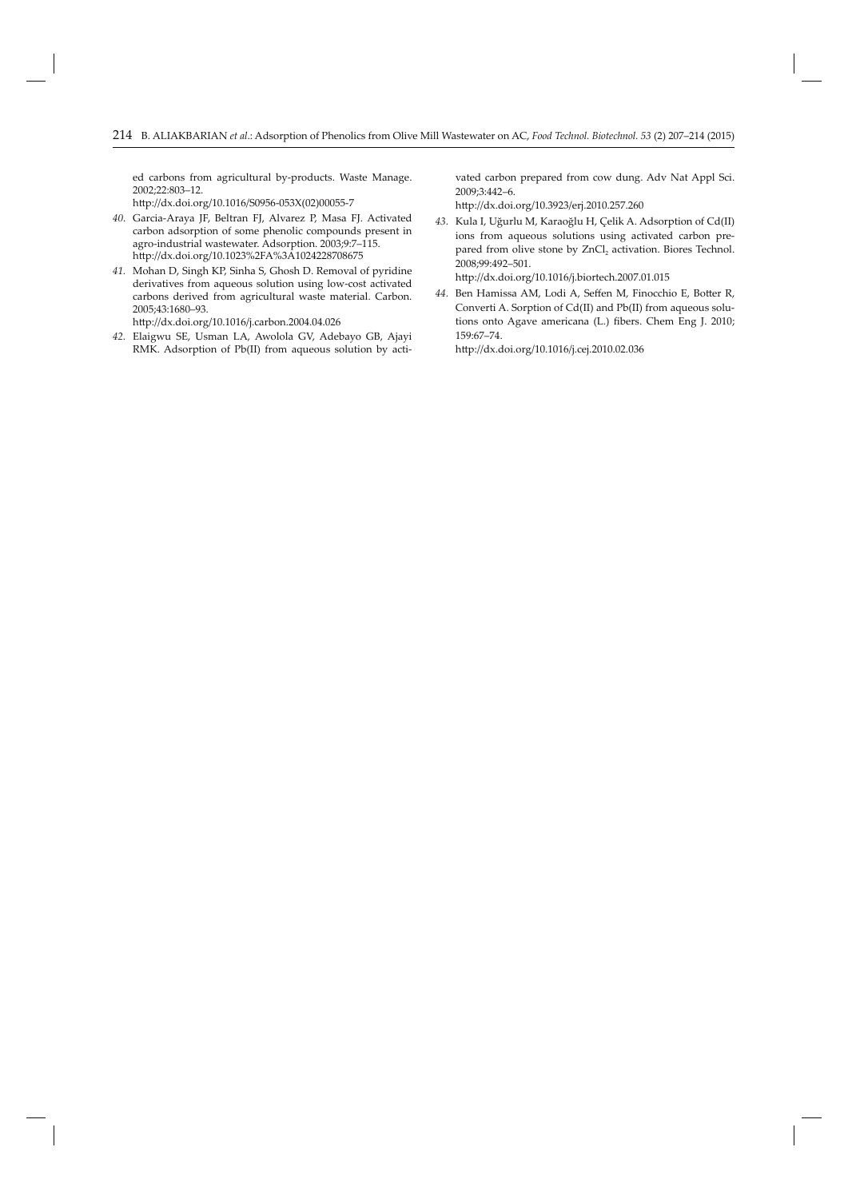ed carbons from agricultural by-products. Waste Manage. 2002;22:803–12.
http://dx.doi.org/10.1016/S0956-053X(02)00055-7

40. Garcia-Araya JF, Beltran FJ, Alvarez P, Masa FJ. Activated carbon adsorption of some phenolic compounds present in agro-industrial wastewater. Adsorption. 2003;9:7–115.
http://dx.doi.org/10.1023%2FA%3A1024228708675

41. Mohan D, Singh KP, Sinha S, Ghosh D. Removal of pyridine derivatives from aqueous solution using low-cost activated carbons derived from agricultural waste material. Carbon. 2005;43:1680–93.
http://dx.doi.org/10.1016/j.carbon.2004.04.026

42. Elaigwu SE, Usman LA, Awolola GV, Adebayo GB, Ajayi RMK. Adsorption of Pb(II) from aqueous solution by activated carbon prepared from cow dung. Adv Nat Appl Sci. 2009;3:442–6.
http://dx.doi.org/10.3923/erj.2010.257.260

43. Kula I, Uğurlu M, Karaoğlu H, Çelik A. Adsorption of Cd(II) ions from aqueous solutions using activated carbon prepared from olive stone by $ZnCl_2$ activation. Biores Technol. 2008;99:492–501.
http://dx.doi.org/10.1016/j.biortech.2007.01.015

44. Ben Hamissa AM, Lodi A, Seffen M, Finocchio E, Botter R, Converti A. Sorption of Cd(II) and Pb(II) from aqueous solutions onto Agave americana (L.) fibers. Chem Eng J. 2010; 159:67–74.
http://dx.doi.org/10.1016/j.cej.2010.02.036